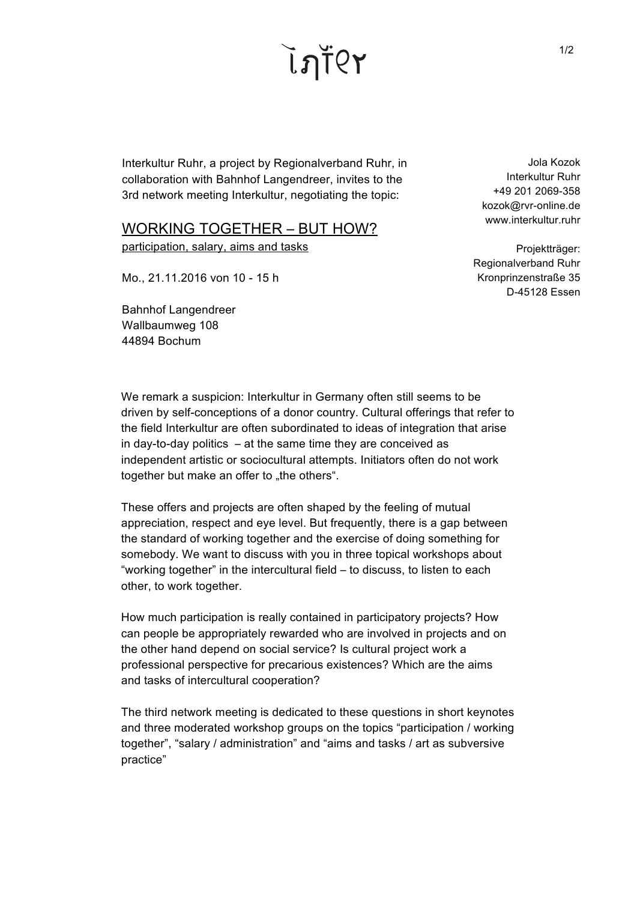inter

Jola Kozok
Interkultur Ruhr
+49 201 2069-358
kozok@rvr-online.de
www.interkultur.ruhr

Projektträger:
Regionalverband Ruhr
Kronprinzenstraße 35
D-45128 Essen

Interkultur Ruhr, a project by Regionalverband Ruhr, in collaboration with Bahnhof Langendreer, invites to the 3rd network meeting Interkultur, negotiating the topic:

## WORKING TOGETHER – BUT HOW?

participation, salary, aims and tasks

Mo., 21.11.2016 von 10 - 15 h

Bahnhof Langendreer
Wallbaumweg 108
44894 Bochum

We remark a suspicion: Interkultur in Germany often still seems to be driven by self-conceptions of a donor country. Cultural offerings that refer to the field Interkultur are often subordinated to ideas of integration that arise in day-to-day politics – at the same time they are conceived as independent artistic or sociocultural attempts. Initiators often do not work together but make an offer to „the others".

These offers and projects are often shaped by the feeling of mutual appreciation, respect and eye level. But frequently, there is a gap between the standard of working together and the exercise of doing something for somebody. We want to discuss with you in three topical workshops about "working together" in the intercultural field – to discuss, to listen to each other, to work together.

How much participation is really contained in participatory projects? How can people be appropriately rewarded who are involved in projects and on the other hand depend on social service? Is cultural project work a professional perspective for precarious existences? Which are the aims and tasks of intercultural cooperation?

The third network meeting is dedicated to these questions in short keynotes and three moderated workshop groups on the topics "participation / working together", "salary / administration" and "aims and tasks / art as subversive practice"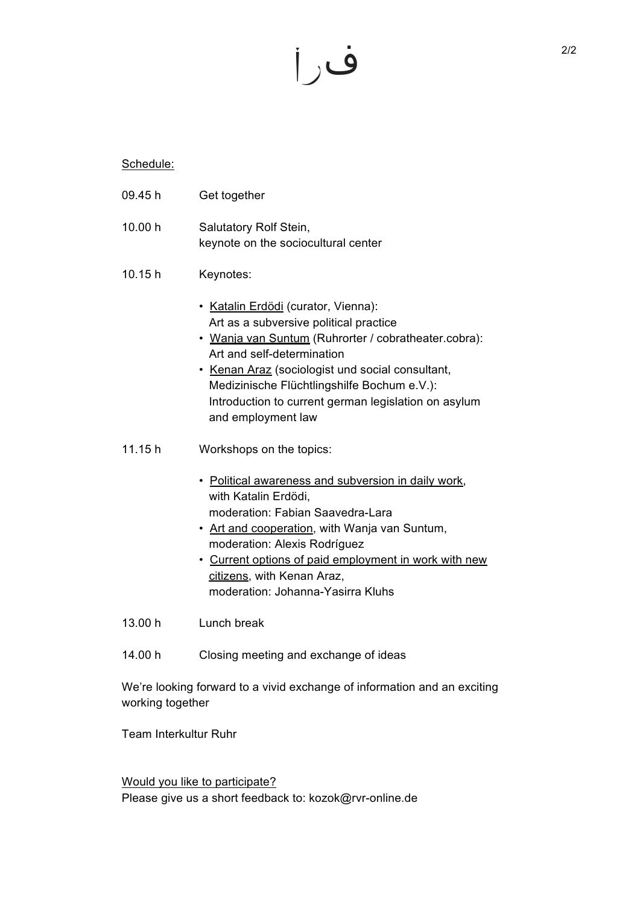أرف

Schedule:

09.45 h Get together

10.00 h Salutatory Rolf Stein,
keynote on the sociocultural center

10.15 h Keynotes:

- Katalin Erdödi (curator, Vienna):
  Art as a subversive political practice
- Wanja van Suntum (Ruhrorter / cobratheater.cobra):
  Art and self-determination
- Kenan Araz (sociologist und social consultant, Medizinische Flüchtlingshilfe Bochum e.V.):
  Introduction to current german legislation on asylum and employment law

11.15 h Workshops on the topics:

- Political awareness and subversion in daily work,
  with Katalin Erdödi,
  moderation: Fabian Saavedra-Lara
- Art and cooperation, with Wanja van Suntum,
  moderation: Alexis Rodríguez
- Current options of paid employment in work with new citizens, with Kenan Araz,
  moderation: Johanna-Yasirra Kluhs

13.00 h Lunch break

14.00 h Closing meeting and exchange of ideas

We're looking forward to a vivid exchange of information and an exciting working together

Team Interkultur Ruhr

Would you like to participate?
Please give us a short feedback to: kozok@rvr-online.de